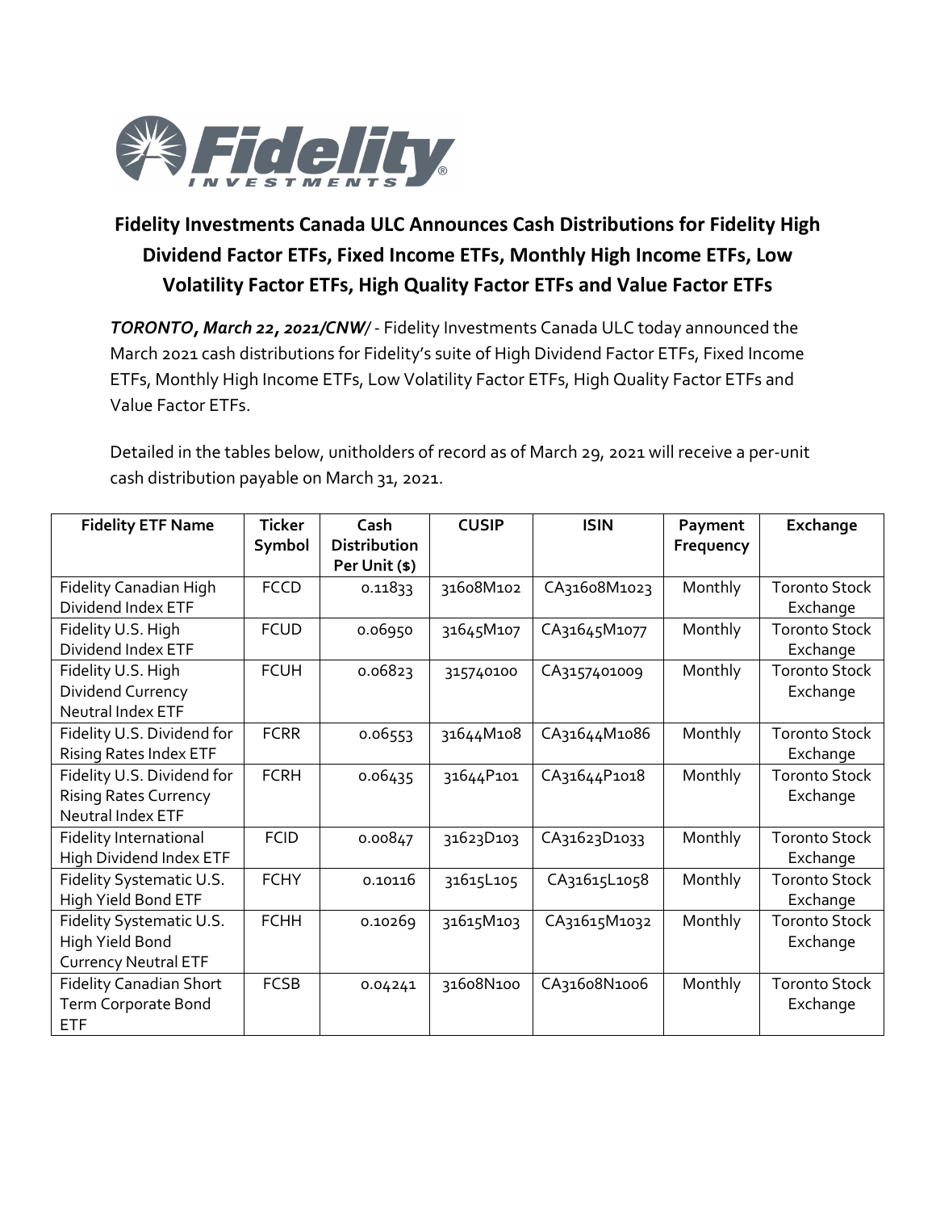# Fidelity Investments Canada ULC Announces Cash Distributions for Fidelity High Dividend Factor ETFs, Fixed Income ETFs, Monthly High Income ETFs, Low Volatility Factor ETFs, High Quality Factor ETFs and Value Factor ETFs

***TORONTO, March 22, 2021/CNW/*** - Fidelity Investments Canada ULC today announced the March 2021 cash distributions for Fidelity's suite of High Dividend Factor ETFs, Fixed Income ETFs, Monthly High Income ETFs, Low Volatility Factor ETFs, High Quality Factor ETFs and Value Factor ETFs.

Detailed in the tables below, unitholders of record as of March 29, 2021 will receive a per-unit cash distribution payable on March 31, 2021.

| Fidelity ETF Name | Ticker Symbol | Cash Distribution Per Unit ($) | CUSIP | ISIN | Payment Frequency | Exchange |
|---|---|---|---|---|---|---|
| Fidelity Canadian High Dividend Index ETF | FCCD | 0.11833 | 31608M102 | CA31608M1023 | Monthly | Toronto Stock Exchange |
| Fidelity U.S. High Dividend Index ETF | FCUD | 0.06950 | 31645M107 | CA31645M1077 | Monthly | Toronto Stock Exchange |
| Fidelity U.S. High Dividend Currency Neutral Index ETF | FCUH | 0.06823 | 315740100 | CA3157401009 | Monthly | Toronto Stock Exchange |
| Fidelity U.S. Dividend for Rising Rates Index ETF | FCRR | 0.06553 | 31644M108 | CA31644M1086 | Monthly | Toronto Stock Exchange |
| Fidelity U.S. Dividend for Rising Rates Currency Neutral Index ETF | FCRH | 0.06435 | 31644P101 | CA31644P1018 | Monthly | Toronto Stock Exchange |
| Fidelity International High Dividend Index ETF | FCID | 0.00847 | 31623D103 | CA31623D1033 | Monthly | Toronto Stock Exchange |
| Fidelity Systematic U.S. High Yield Bond ETF | FCHY | 0.10116 | 31615L105 | CA31615L1058 | Monthly | Toronto Stock Exchange |
| Fidelity Systematic U.S. High Yield Bond Currency Neutral ETF | FCHH | 0.10269 | 31615M103 | CA31615M1032 | Monthly | Toronto Stock Exchange |
| Fidelity Canadian Short Term Corporate Bond ETF | FCSB | 0.04241 | 31608N100 | CA31608N1006 | Monthly | Toronto Stock Exchange |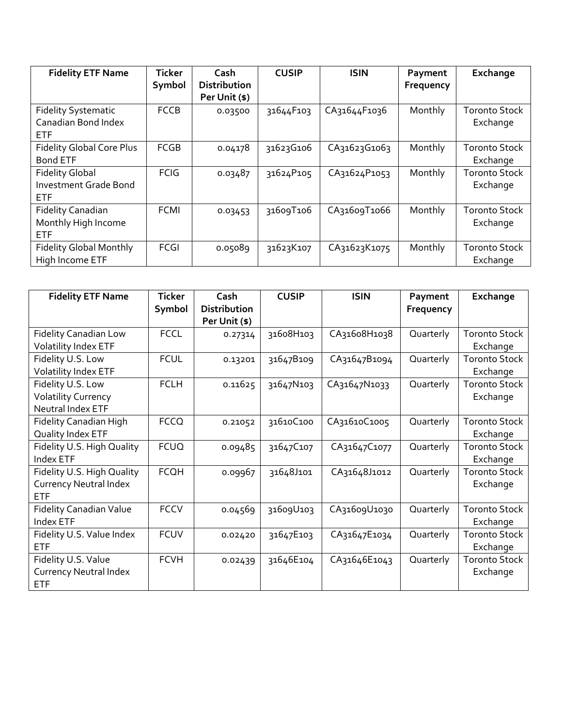| Fidelity ETF Name | Ticker Symbol | Cash Distribution Per Unit ($) | CUSIP | ISIN | Payment Frequency | Exchange |
|---|---|---|---|---|---|---|
| Fidelity Systematic Canadian Bond Index ETF | FCCB | 0.03500 | 31644F103 | CA31644F1036 | Monthly | Toronto Stock Exchange |
| Fidelity Global Core Plus Bond ETF | FCGB | 0.04178 | 31623G106 | CA31623G1063 | Monthly | Toronto Stock Exchange |
| Fidelity Global Investment Grade Bond ETF | FCIG | 0.03487 | 31624P105 | CA31624P1053 | Monthly | Toronto Stock Exchange |
| Fidelity Canadian Monthly High Income ETF | FCMI | 0.03453 | 31609T106 | CA31609T1066 | Monthly | Toronto Stock Exchange |
| Fidelity Global Monthly High Income ETF | FCGI | 0.05089 | 31623K107 | CA31623K1075 | Monthly | Toronto Stock Exchange |

| Fidelity ETF Name | Ticker Symbol | Cash Distribution Per Unit ($) | CUSIP | ISIN | Payment Frequency | Exchange |
|---|---|---|---|---|---|---|
| Fidelity Canadian Low Volatility Index ETF | FCCL | 0.27314 | 31608H103 | CA31608H1038 | Quarterly | Toronto Stock Exchange |
| Fidelity U.S. Low Volatility Index ETF | FCUL | 0.13201 | 31647B109 | CA31647B1094 | Quarterly | Toronto Stock Exchange |
| Fidelity U.S. Low Volatility Currency Neutral Index ETF | FCLH | 0.11625 | 31647N103 | CA31647N1033 | Quarterly | Toronto Stock Exchange |
| Fidelity Canadian High Quality Index ETF | FCCQ | 0.21052 | 31610C100 | CA31610C1005 | Quarterly | Toronto Stock Exchange |
| Fidelity U.S. High Quality Index ETF | FCUQ | 0.09485 | 31647C107 | CA31647C1077 | Quarterly | Toronto Stock Exchange |
| Fidelity U.S. High Quality Currency Neutral Index ETF | FCQH | 0.09967 | 31648J101 | CA31648J1012 | Quarterly | Toronto Stock Exchange |
| Fidelity Canadian Value Index ETF | FCCV | 0.04569 | 31609U103 | CA31609U1030 | Quarterly | Toronto Stock Exchange |
| Fidelity U.S. Value Index ETF | FCUV | 0.02420 | 31647E103 | CA31647E1034 | Quarterly | Toronto Stock Exchange |
| Fidelity U.S. Value Currency Neutral Index ETF | FCVH | 0.02439 | 31646E104 | CA31646E1043 | Quarterly | Toronto Stock Exchange |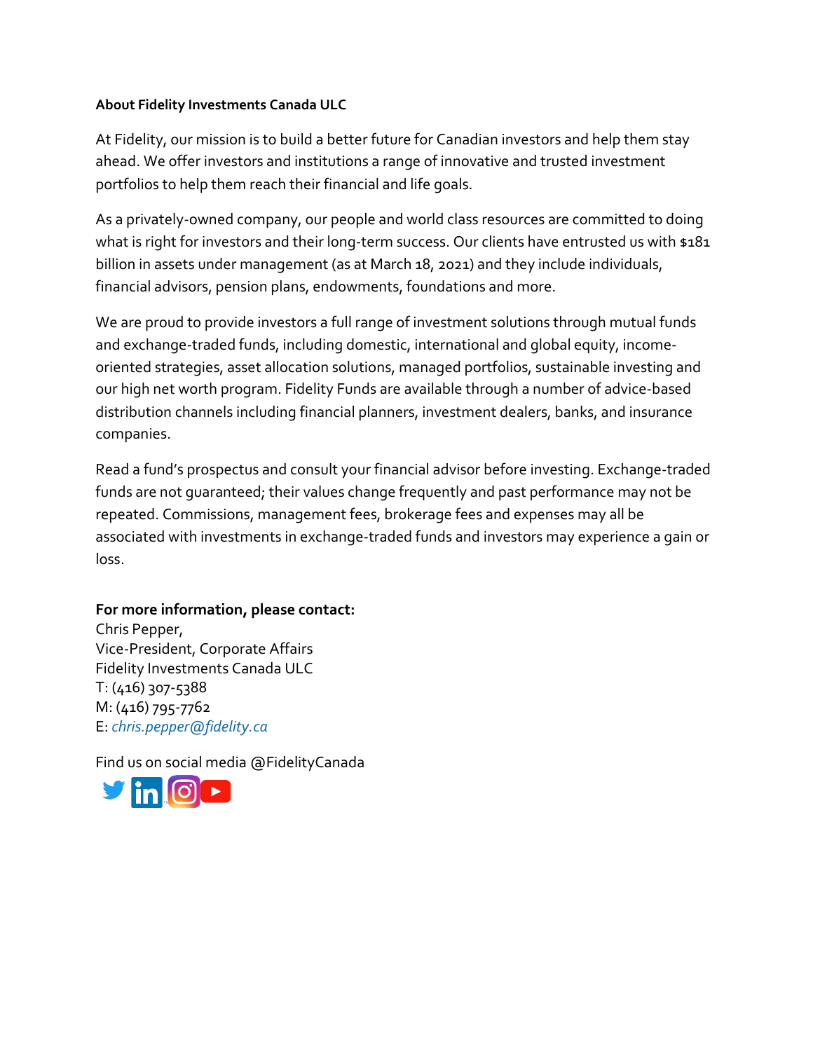**About Fidelity Investments Canada ULC**

At Fidelity, our mission is to build a better future for Canadian investors and help them stay ahead. We offer investors and institutions a range of innovative and trusted investment portfolios to help them reach their financial and life goals.

As a privately-owned company, our people and world class resources are committed to doing what is right for investors and their long-term success. Our clients have entrusted us with $181 billion in assets under management (as at March 18, 2021) and they include individuals, financial advisors, pension plans, endowments, foundations and more.

We are proud to provide investors a full range of investment solutions through mutual funds and exchange-traded funds, including domestic, international and global equity, income-oriented strategies, asset allocation solutions, managed portfolios, sustainable investing and our high net worth program. Fidelity Funds are available through a number of advice-based distribution channels including financial planners, investment dealers, banks, and insurance companies.

Read a fund's prospectus and consult your financial advisor before investing. Exchange-traded funds are not guaranteed; their values change frequently and past performance may not be repeated. Commissions, management fees, brokerage fees and expenses may all be associated with investments in exchange-traded funds and investors may experience a gain or loss.

**For more information, please contact:**
Chris Pepper,
Vice-President, Corporate Affairs
Fidelity Investments Canada ULC
T: (416) 307-5388
M: (416) 795-7762
E: *chris.pepper@fidelity.ca*

Find us on social media @FidelityCanada